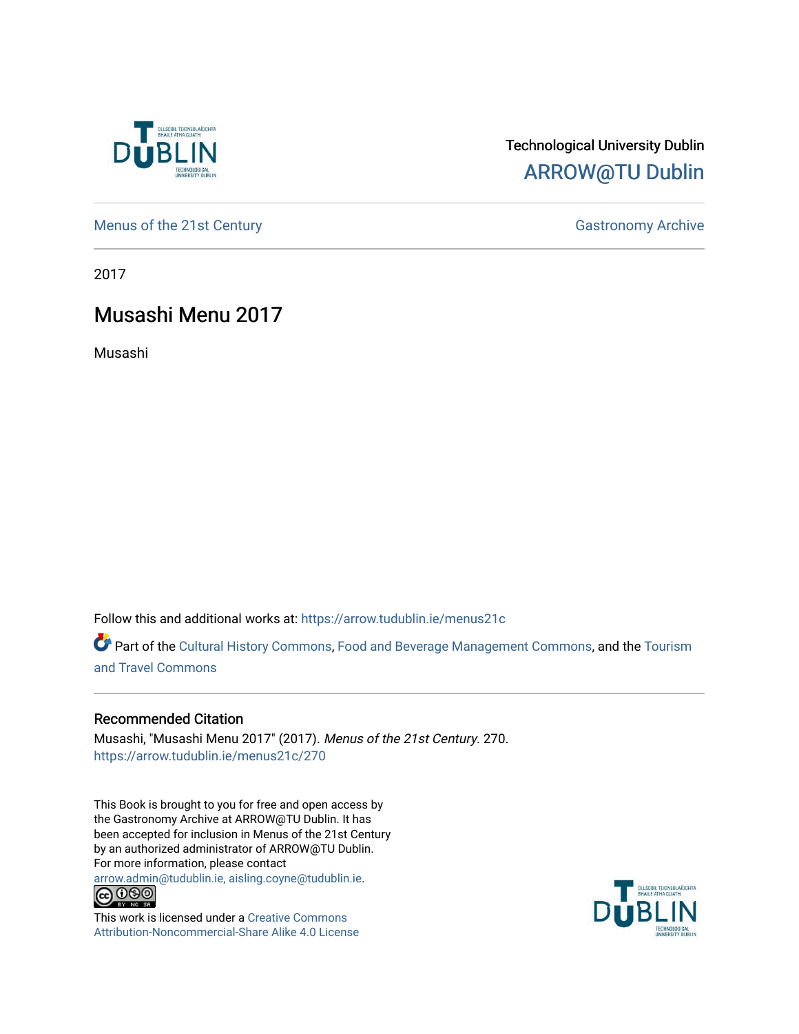Technological University Dublin

ARROW@TU Dublin

Menus of the 21st Century

Gastronomy Archive

2017

# Musashi Menu 2017

Musashi

Follow this and additional works at: https://arrow.tudublin.ie/menus21c

Part of the Cultural History Commons, Food and Beverage Management Commons, and the Tourism and Travel Commons

## Recommended Citation

Musashi, "Musashi Menu 2017" (2017). *Menus of the 21st Century*. 270.
https://arrow.tudublin.ie/menus21c/270

This Book is brought to you for free and open access by the Gastronomy Archive at ARROW@TU Dublin. It has been accepted for inclusion in Menus of the 21st Century by an authorized administrator of ARROW@TU Dublin. For more information, please contact arrow.admin@tudublin.ie, aisling.coyne@tudublin.ie.

This work is licensed under a Creative Commons Attribution-Noncommercial-Share Alike 4.0 License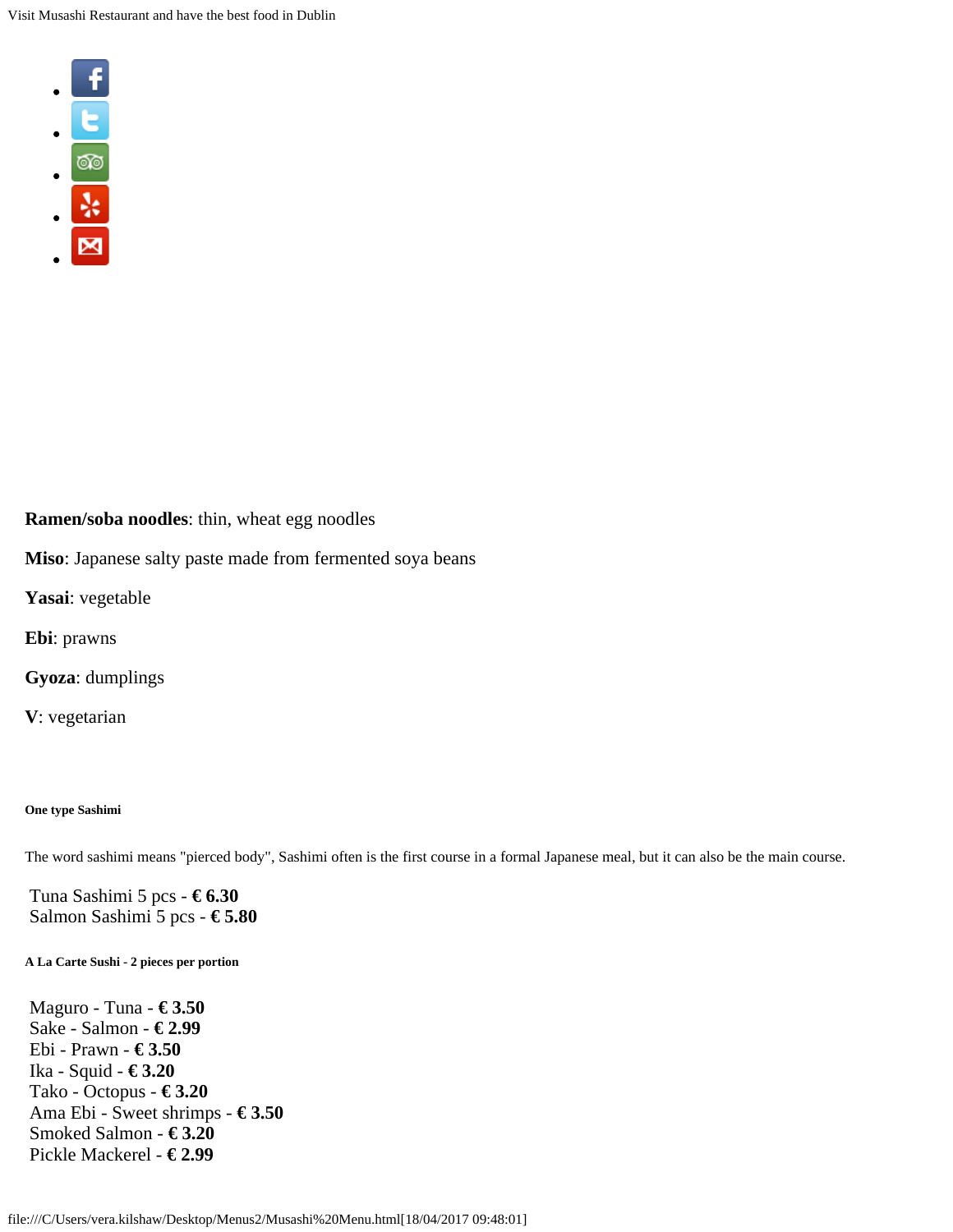**Ramen/soba noodles**: thin, wheat egg noodles

**Miso**: Japanese salty paste made from fermented soya beans

**Yasai**: vegetable

**Ebi**: prawns

**Gyoza**: dumplings

**V**: vegetarian

###### One type Sashimi

The word sashimi means "pierced body", Sashimi often is the first course in a formal Japanese meal, but it can also be the main course.

Tuna Sashimi 5 pcs - **€ 6.30**
Salmon Sashimi 5 pcs - **€ 5.80**

###### A La Carte Sushi - 2 pieces per portion

Maguro - Tuna - **€ 3.50**
Sake - Salmon - **€ 2.99**
Ebi - Prawn - **€ 3.50**
Ika - Squid - **€ 3.20**
Tako - Octopus - **€ 3.20**
Ama Ebi - Sweet shrimps - **€ 3.50**
Smoked Salmon - **€ 3.20**
Pickle Mackerel - **€ 2.99**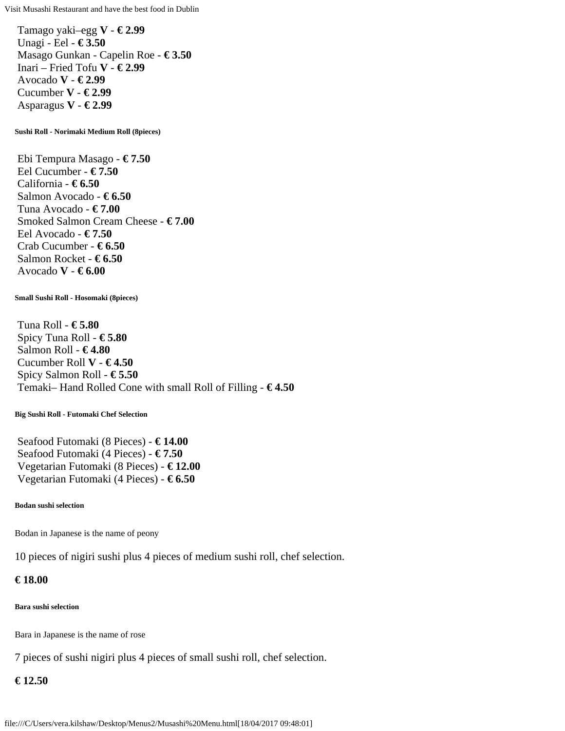Tamago yaki–egg **V - € 2.99**
Unagi - Eel - **€ 3.50**
Masago Gunkan - Capelin Roe - **€ 3.50**
Inari – Fried Tofu **V - € 2.99**
Avocado **V - € 2.99**
Cucumber **V - € 2.99**
Asparagus **V - € 2.99**

**Sushi Roll - Norimaki Medium Roll (8pieces)**

Ebi Tempura Masago - **€ 7.50**
Eel Cucumber - **€ 7.50**
California - **€ 6.50**
Salmon Avocado - **€ 6.50**
Tuna Avocado - **€ 7.00**
Smoked Salmon Cream Cheese - **€ 7.00**
Eel Avocado - **€ 7.50**
Crab Cucumber - **€ 6.50**
Salmon Rocket - **€ 6.50**
Avocado **V - € 6.00**

**Small Sushi Roll - Hosomaki (8pieces)**

Tuna Roll - **€ 5.80**
Spicy Tuna Roll - **€ 5.80**
Salmon Roll - **€ 4.80**
Cucumber Roll **V - € 4.50**
Spicy Salmon Roll - **€ 5.50**
Temaki– Hand Rolled Cone with small Roll of Filling - **€ 4.50**

**Big Sushi Roll - Futomaki Chef Selection**

Seafood Futomaki (8 Pieces) - **€ 14.00**
Seafood Futomaki (4 Pieces) - **€ 7.50**
Vegetarian Futomaki (8 Pieces) - **€ 12.00**
Vegetarian Futomaki (4 Pieces) - **€ 6.50**

**Bodan sushi selection**

Bodan in Japanese is the name of peony

10 pieces of nigiri sushi plus 4 pieces of medium sushi roll, chef selection.

**€ 18.00**

**Bara sushi selection**

Bara in Japanese is the name of rose

7 pieces of sushi nigiri plus 4 pieces of small sushi roll, chef selection.

**€ 12.50**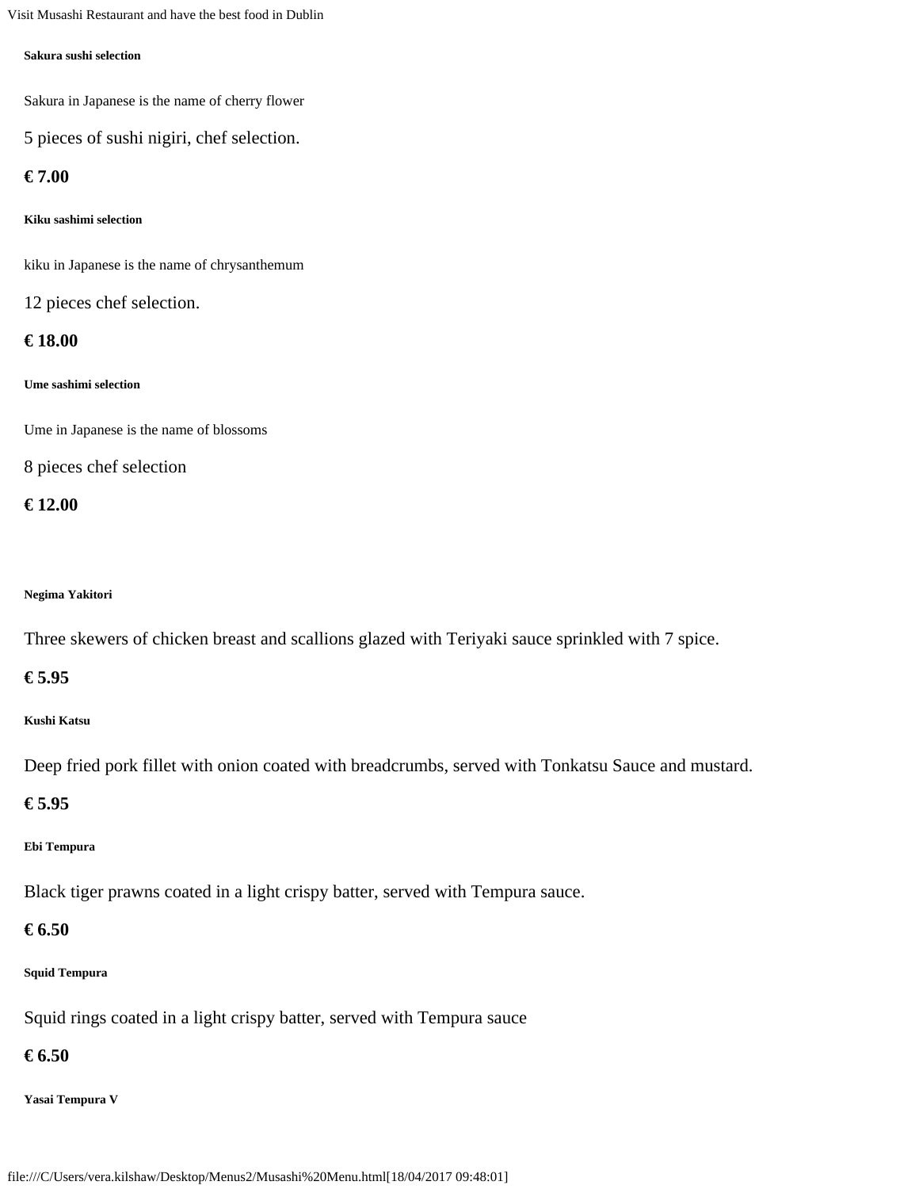#### Sakura sushi selection

Sakura in Japanese is the name of cherry flower

5 pieces of sushi nigiri, chef selection.

**€ 7.00**

#### Kiku sashimi selection

kiku in Japanese is the name of chrysanthemum

12 pieces chef selection.

**€ 18.00**

#### Ume sashimi selection

Ume in Japanese is the name of blossoms

8 pieces chef selection

**€ 12.00**

#### Negima Yakitori

Three skewers of chicken breast and scallions glazed with Teriyaki sauce sprinkled with 7 spice.

**€ 5.95**

#### Kushi Katsu

Deep fried pork fillet with onion coated with breadcrumbs, served with Tonkatsu Sauce and mustard.

**€ 5.95**

#### Ebi Tempura

Black tiger prawns coated in a light crispy batter, served with Tempura sauce.

**€ 6.50**

#### Squid Tempura

Squid rings coated in a light crispy batter, served with Tempura sauce

**€ 6.50**

#### Yasai Tempura V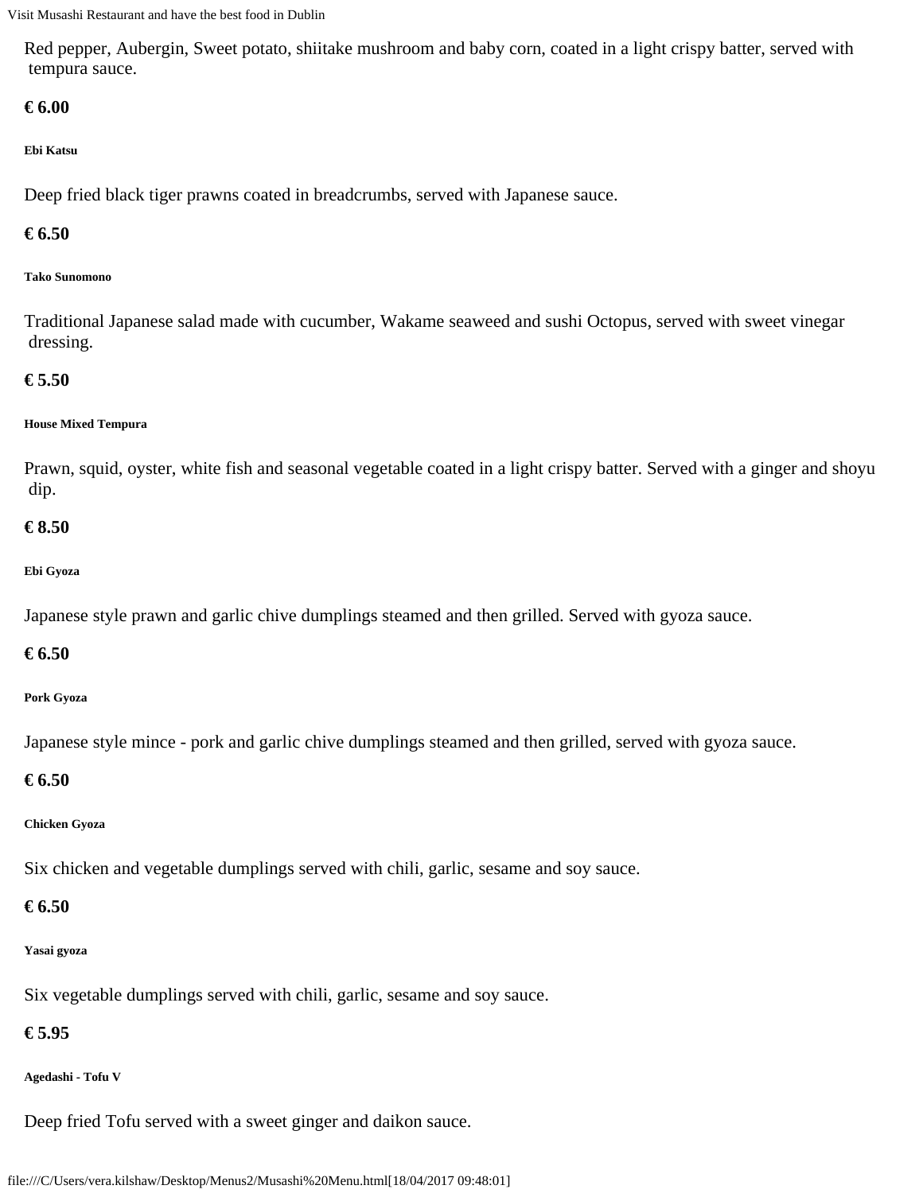Red pepper, Aubergin, Sweet potato, shiitake mushroom and baby corn, coated in a light crispy batter, served with tempura sauce.

**€ 6.00**

###### Ebi Katsu

Deep fried black tiger prawns coated in breadcrumbs, served with Japanese sauce.

**€ 6.50**

###### Tako Sunomono

Traditional Japanese salad made with cucumber, Wakame seaweed and sushi Octopus, served with sweet vinegar dressing.

**€ 5.50**

###### House Mixed Tempura

Prawn, squid, oyster, white fish and seasonal vegetable coated in a light crispy batter. Served with a ginger and shoyu dip.

**€ 8.50**

###### Ebi Gyoza

Japanese style prawn and garlic chive dumplings steamed and then grilled. Served with gyoza sauce.

**€ 6.50**

###### Pork Gyoza

Japanese style mince - pork and garlic chive dumplings steamed and then grilled, served with gyoza sauce.

**€ 6.50**

###### Chicken Gyoza

Six chicken and vegetable dumplings served with chili, garlic, sesame and soy sauce.

**€ 6.50**

###### Yasai gyoza

Six vegetable dumplings served with chili, garlic, sesame and soy sauce.

**€ 5.95**

###### Agedashi - Tofu V

Deep fried Tofu served with a sweet ginger and daikon sauce.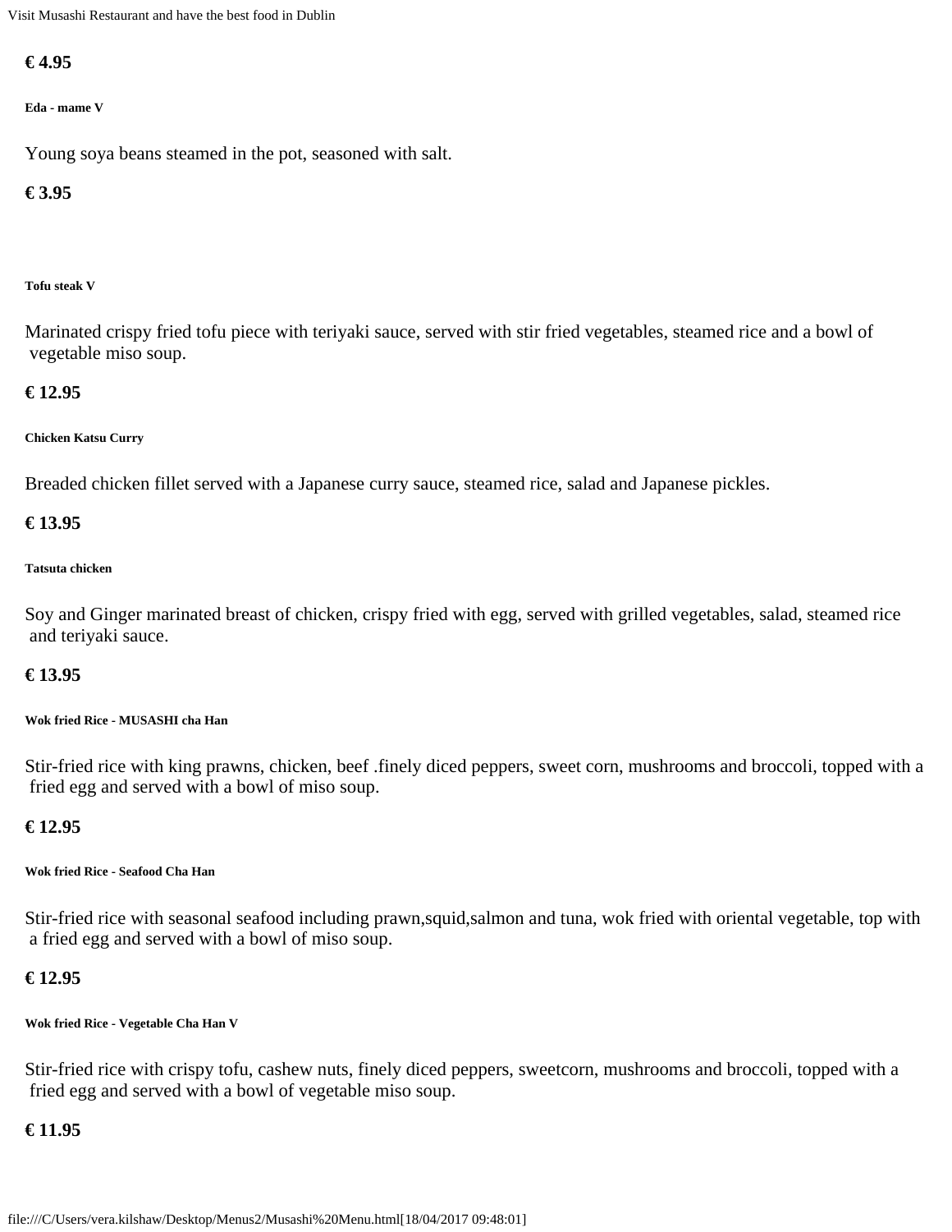**€ 4.95**

###### Eda - mame V

Young soya beans steamed in the pot, seasoned with salt.

**€ 3.95**

###### Tofu steak V

Marinated crispy fried tofu piece with teriyaki sauce, served with stir fried vegetables, steamed rice and a bowl of vegetable miso soup.

**€ 12.95**

###### Chicken Katsu Curry

Breaded chicken fillet served with a Japanese curry sauce, steamed rice, salad and Japanese pickles.

**€ 13.95**

###### Tatsuta chicken

Soy and Ginger marinated breast of chicken, crispy fried with egg, served with grilled vegetables, salad, steamed rice and teriyaki sauce.

**€ 13.95**

###### Wok fried Rice - MUSASHI cha Han

Stir-fried rice with king prawns, chicken, beef .finely diced peppers, sweet corn, mushrooms and broccoli, topped with a fried egg and served with a bowl of miso soup.

**€ 12.95**

###### Wok fried Rice - Seafood Cha Han

Stir-fried rice with seasonal seafood including prawn,squid,salmon and tuna, wok fried with oriental vegetable, top with a fried egg and served with a bowl of miso soup.

**€ 12.95**

###### Wok fried Rice - Vegetable Cha Han V

Stir-fried rice with crispy tofu, cashew nuts, finely diced peppers, sweetcorn, mushrooms and broccoli, topped with a fried egg and served with a bowl of vegetable miso soup.

**€ 11.95**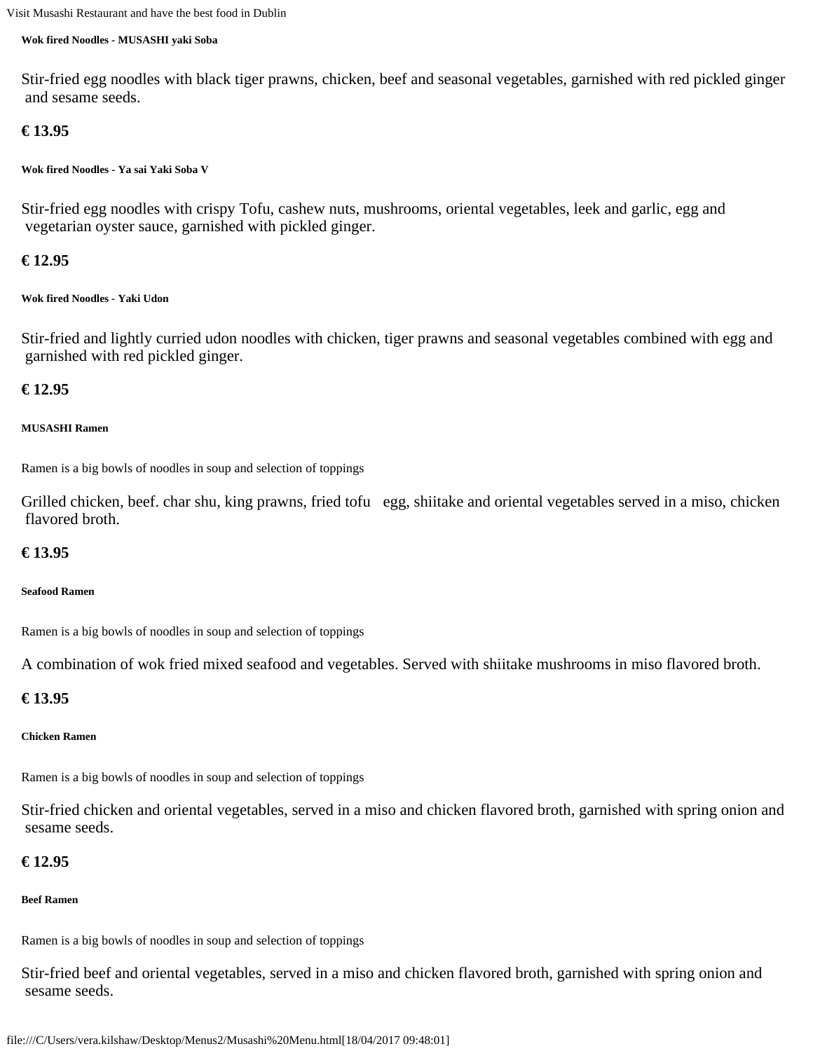#### Wok fired Noodles - MUSASHI yaki Soba

Stir-fried egg noodles with black tiger prawns, chicken, beef and seasonal vegetables, garnished with red pickled ginger and sesame seeds.

**€ 13.95**

#### Wok fired Noodles - Ya sai Yaki Soba V

Stir-fried egg noodles with crispy Tofu, cashew nuts, mushrooms, oriental vegetables, leek and garlic, egg and vegetarian oyster sauce, garnished with pickled ginger.

**€ 12.95**

#### Wok fired Noodles - Yaki Udon

Stir-fried and lightly curried udon noodles with chicken, tiger prawns and seasonal vegetables combined with egg and garnished with red pickled ginger.

**€ 12.95**

#### MUSASHI Ramen

Ramen is a big bowls of noodles in soup and selection of toppings

Grilled chicken, beef. char shu, king prawns, fried tofu egg, shiitake and oriental vegetables served in a miso, chicken flavored broth.

**€ 13.95**

#### Seafood Ramen

Ramen is a big bowls of noodles in soup and selection of toppings

A combination of wok fried mixed seafood and vegetables. Served with shiitake mushrooms in miso flavored broth.

**€ 13.95**

#### Chicken Ramen

Ramen is a big bowls of noodles in soup and selection of toppings

Stir-fried chicken and oriental vegetables, served in a miso and chicken flavored broth, garnished with spring onion and sesame seeds.

**€ 12.95**

#### Beef Ramen

Ramen is a big bowls of noodles in soup and selection of toppings

Stir-fried beef and oriental vegetables, served in a miso and chicken flavored broth, garnished with spring onion and sesame seeds.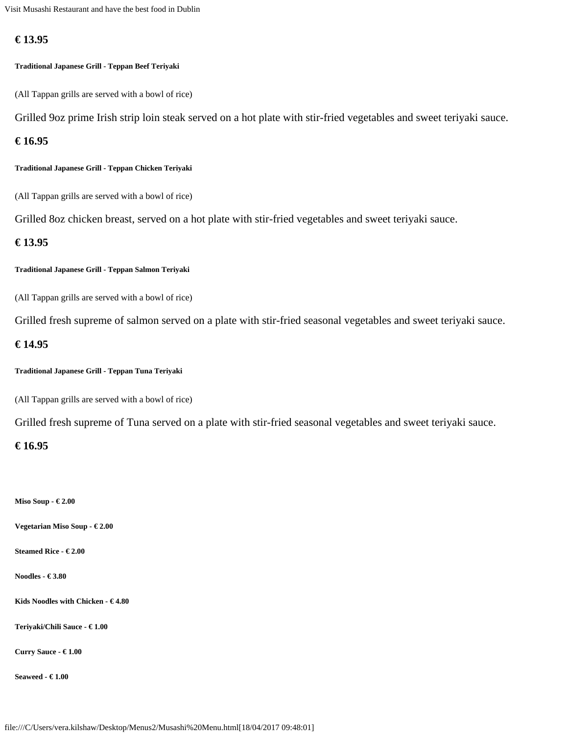**€ 13.95**

**Traditional Japanese Grill - Teppan Beef Teriyaki**

(All Tappan grills are served with a bowl of rice)

Grilled 9oz prime Irish strip loin steak served on a hot plate with stir-fried vegetables and sweet teriyaki sauce.

**€ 16.95**

**Traditional Japanese Grill - Teppan Chicken Teriyaki**

(All Tappan grills are served with a bowl of rice)

Grilled 8oz chicken breast, served on a hot plate with stir-fried vegetables and sweet teriyaki sauce.

**€ 13.95**

**Traditional Japanese Grill - Teppan Salmon Teriyaki**

(All Tappan grills are served with a bowl of rice)

Grilled fresh supreme of salmon served on a plate with stir-fried seasonal vegetables and sweet teriyaki sauce.

**€ 14.95**

**Traditional Japanese Grill - Teppan Tuna Teriyaki**

(All Tappan grills are served with a bowl of rice)

Grilled fresh supreme of Tuna served on a plate with stir-fried seasonal vegetables and sweet teriyaki sauce.

**€ 16.95**

**Miso Soup - € 2.00**

**Vegetarian Miso Soup - € 2.00**

**Steamed Rice - € 2.00**

**Noodles - € 3.80**

**Kids Noodles with Chicken - € 4.80**

**Teriyaki/Chili Sauce - € 1.00**

**Curry Sauce - € 1.00**

**Seaweed - € 1.00**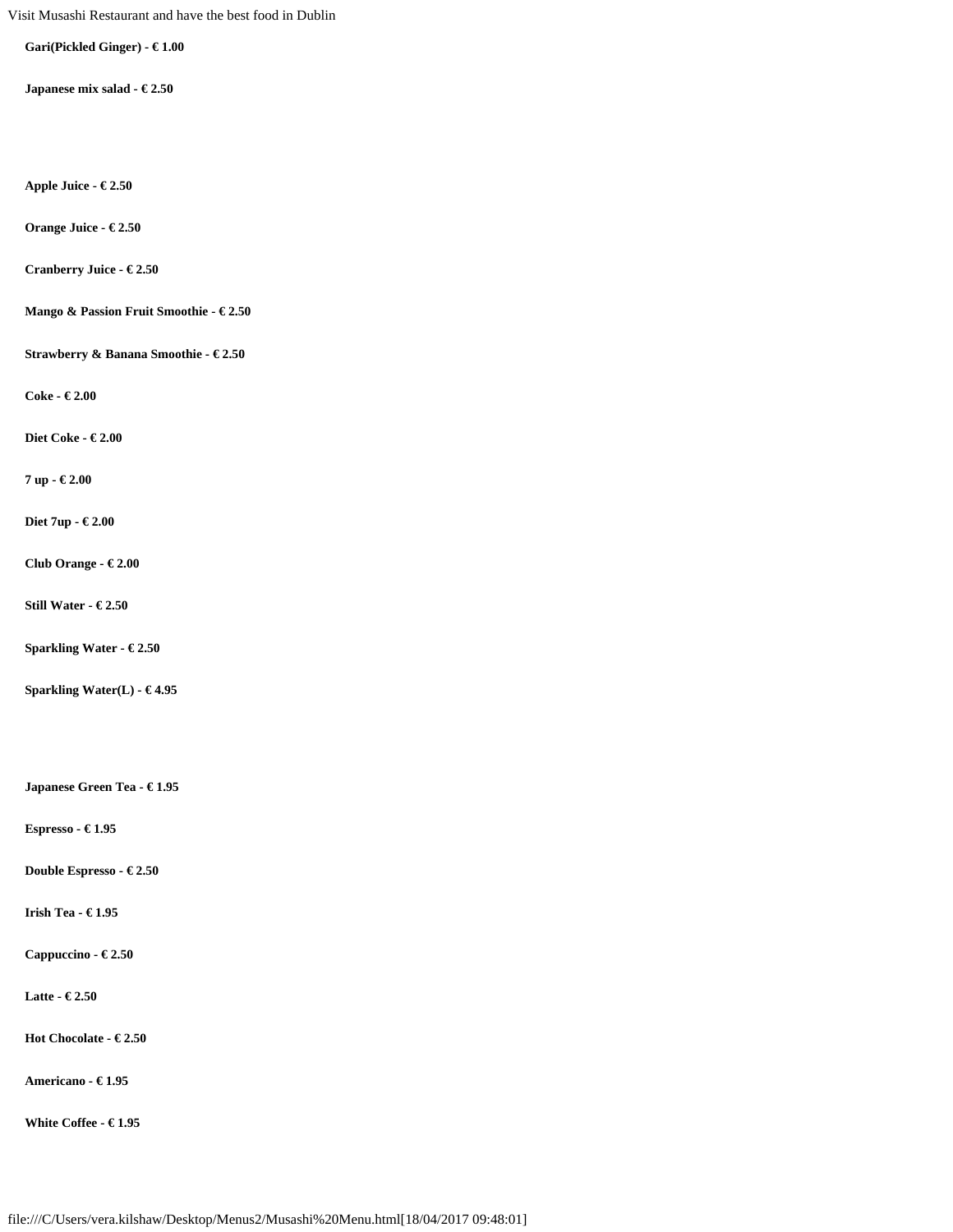**Gari(Pickled Ginger) - € 1.00**

**Japanese mix salad - € 2.50**

**Apple Juice - € 2.50**

**Orange Juice - € 2.50**

**Cranberry Juice - € 2.50**

**Mango & Passion Fruit Smoothie - € 2.50**

**Strawberry & Banana Smoothie - € 2.50**

**Coke - € 2.00**

**Diet Coke - € 2.00**

**7 up - € 2.00**

**Diet 7up - € 2.00**

**Club Orange - € 2.00**

**Still Water - € 2.50**

**Sparkling Water - € 2.50**

**Sparkling Water(L) - € 4.95**

**Japanese Green Tea - € 1.95**

**Espresso - € 1.95**

**Double Espresso - € 2.50**

**Irish Tea - € 1.95**

**Cappuccino - € 2.50**

**Latte - € 2.50**

**Hot Chocolate - € 2.50**

**Americano - € 1.95**

**White Coffee - € 1.95**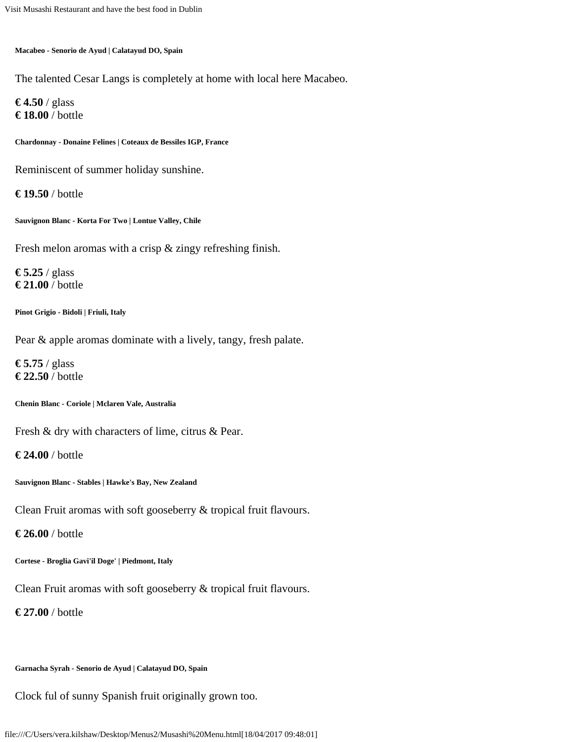**Macabeo - Senorio de Ayud | Calatayud DO, Spain**

The talented Cesar Langs is completely at home with local here Macabeo.

**€ 4.50** / glass
**€ 18.00** / bottle

**Chardonnay - Donaine Felines | Coteaux de Bessiles IGP, France**

Reminiscent of summer holiday sunshine.

**€ 19.50** / bottle

**Sauvignon Blanc - Korta For Two | Lontue Valley, Chile**

Fresh melon aromas with a crisp & zingy refreshing finish.

**€ 5.25** / glass
**€ 21.00** / bottle

**Pinot Grigio - Bidoli | Friuli, Italy**

Pear & apple aromas dominate with a lively, tangy, fresh palate.

**€ 5.75** / glass
**€ 22.50** / bottle

**Chenin Blanc - Coriole | Mclaren Vale, Australia**

Fresh & dry with characters of lime, citrus & Pear.

**€ 24.00** / bottle

**Sauvignon Blanc - Stables | Hawke's Bay, New Zealand**

Clean Fruit aromas with soft gooseberry & tropical fruit flavours.

**€ 26.00** / bottle

**Cortese - Broglia Gavi'il Doge' | Piedmont, Italy**

Clean Fruit aromas with soft gooseberry & tropical fruit flavours.

**€ 27.00** / bottle

**Garnacha Syrah - Senorio de Ayud | Calatayud DO, Spain**

Clock ful of sunny Spanish fruit originally grown too.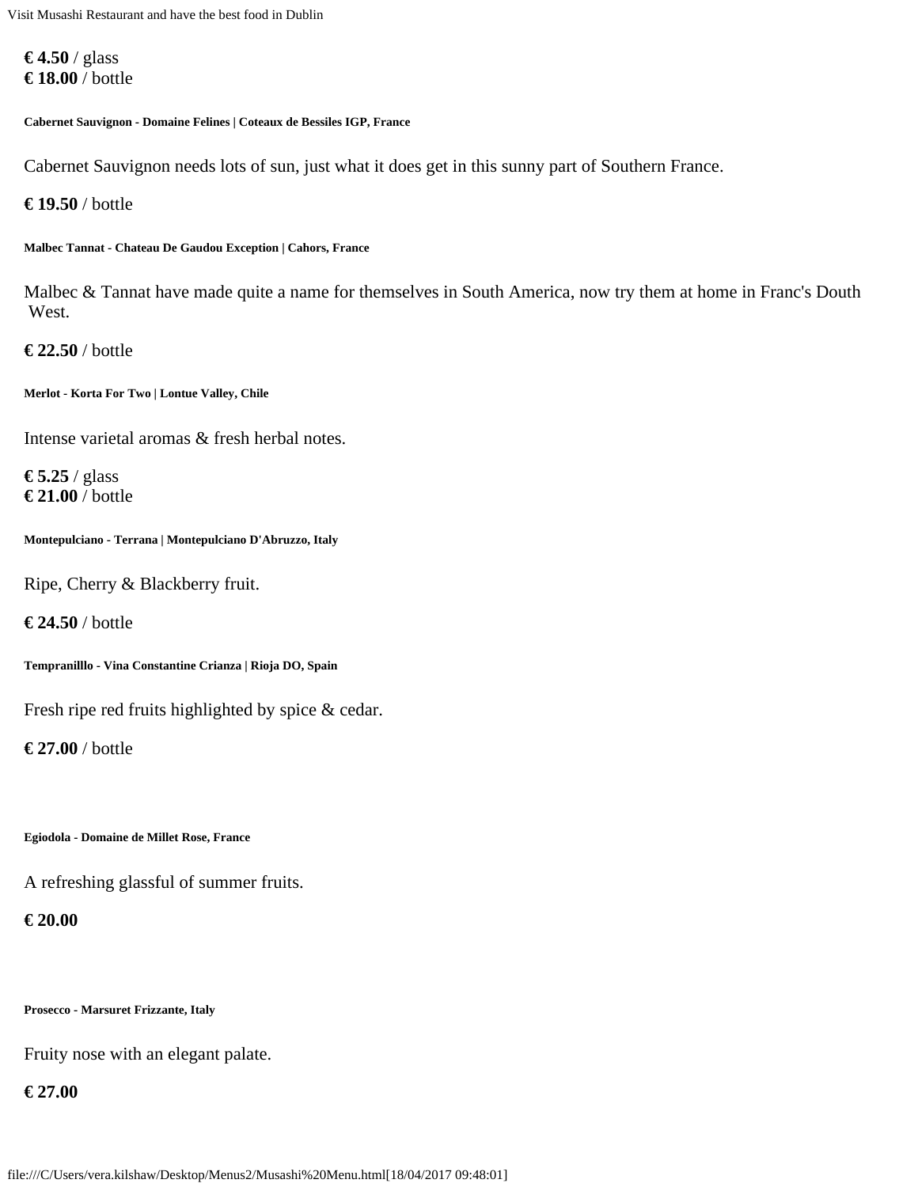**€ 4.50** / glass
**€ 18.00** / bottle

###### Cabernet Sauvignon - Domaine Felines | Coteaux de Bessiles IGP, France

Cabernet Sauvignon needs lots of sun, just what it does get in this sunny part of Southern France.

**€ 19.50** / bottle

###### Malbec Tannat - Chateau De Gaudou Exception | Cahors, France

Malbec & Tannat have made quite a name for themselves in South America, now try them at home in Franc's Douth West.

**€ 22.50** / bottle

###### Merlot - Korta For Two | Lontue Valley, Chile

Intense varietal aromas & fresh herbal notes.

**€ 5.25** / glass
**€ 21.00** / bottle

###### Montepulciano - Terrana | Montepulciano D'Abruzzo, Italy

Ripe, Cherry & Blackberry fruit.

**€ 24.50** / bottle

###### Tempranilllo - Vina Constantine Crianza | Rioja DO, Spain

Fresh ripe red fruits highlighted by spice & cedar.

**€ 27.00** / bottle

###### Egiodola - Domaine de Millet Rose, France

A refreshing glassful of summer fruits.

**€ 20.00**

###### Prosecco - Marsuret Frizzante, Italy

Fruity nose with an elegant palate.

**€ 27.00**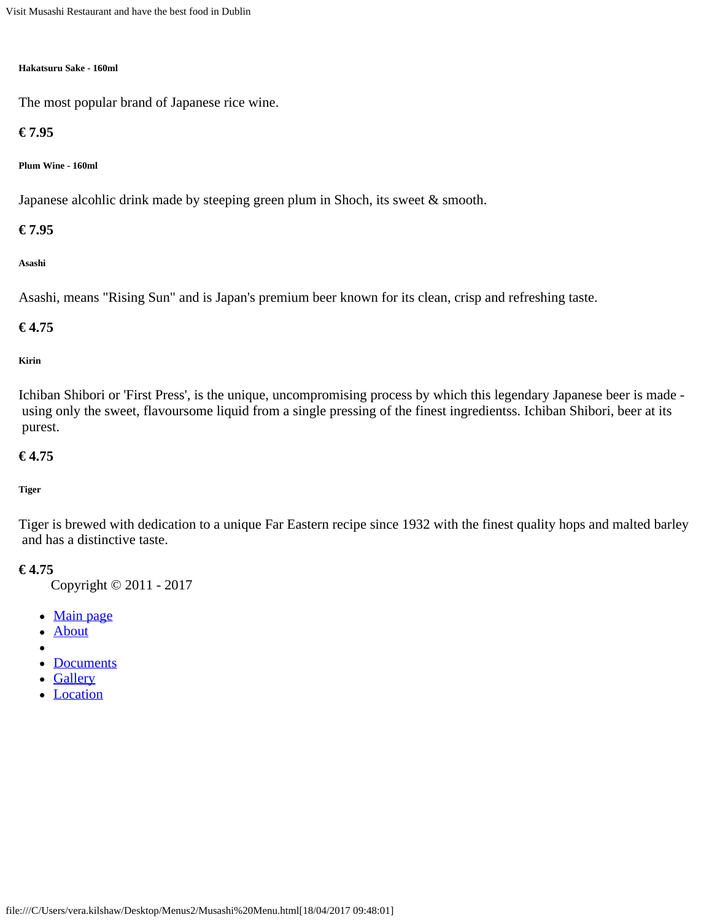##### Hakatsuru Sake - 160ml

The most popular brand of Japanese rice wine.

**€ 7.95**

##### Plum Wine - 160ml

Japanese alcohlic drink made by steeping green plum in Shoch, its sweet & smooth.

**€ 7.95**

##### Asashi

Asashi, means "Rising Sun" and is Japan's premium beer known for its clean, crisp and refreshing taste.

**€ 4.75**

##### Kirin

Ichiban Shibori or 'First Press', is the unique, uncompromising process by which this legendary Japanese beer is made - using only the sweet, flavoursome liquid from a single pressing of the finest ingredientss. Ichiban Shibori, beer at its purest.

**€ 4.75**

##### Tiger

Tiger is brewed with dedication to a unique Far Eastern recipe since 1932 with the finest quality hops and malted barley and has a distinctive taste.

**€ 4.75**

Copyright © 2011 - 2017

- Main page
- About
- 
- Documents
- Gallery
- Location